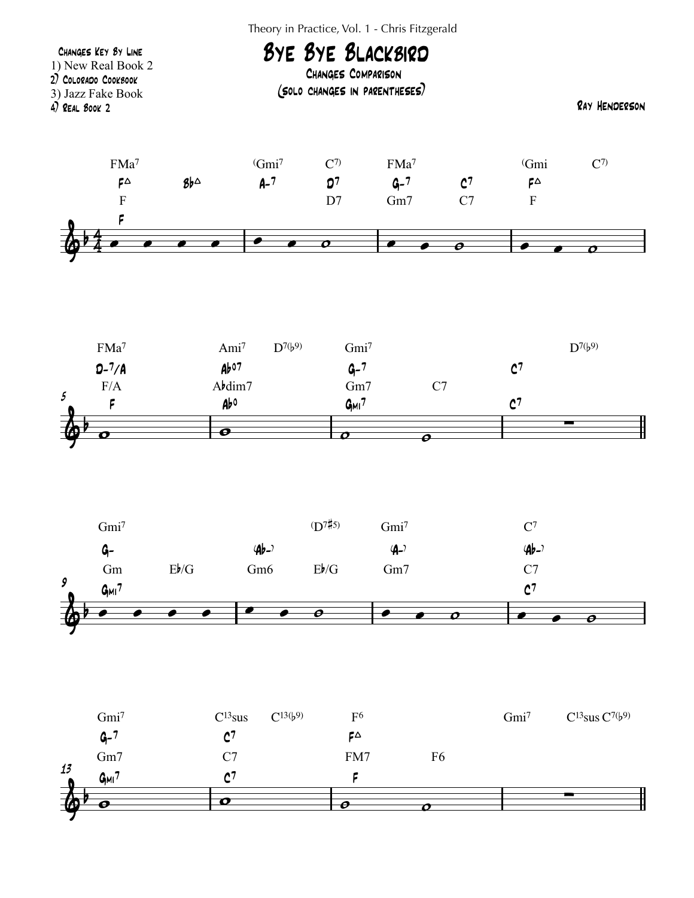Theory in Practice, Vol. 1 - Chris Fitzgerald

# Bye Bye Blackbird

## Changes Comparison

(solo changes in parentheses)

**Changes Key By Line**
1) New Real Book 2
2) Colorado Cookbook
3) Jazz Fake Book
4) Real Book 2

Ray Henderson

**Bars 1–4**

| Source | Bar 1 | | Bar 2 | | Bar 3 | | Bar 4 | |
|---|---|---|---|---|---|---|---|---|
| 1) New Real Book 2 | FMa7 | | (Gmi7 | C7) | FMa7 | | (Gmi | C7) |
| 2) Colorado Cookbook | F△ | B♭△ | A-7 | D7 | G-7 | C7 | F△ | |
| 3) Jazz Fake Book | F | | | D7 | Gm7 | C7 | F | |
| 4) Real Book 2 | F | | | | | | | |

**Bars 5–8**

| Source | Bar 5 | Bar 6 | | Bar 7 | | Bar 8 | |
|---|---|---|---|---|---|---|---|
| 1) New Real Book 2 | FMa7 | Ami7 | D7(♭9) | Gmi7 | | | D7(♭9) |
| 2) Colorado Cookbook | D-7/A | A♭o7 | | G-7 | | C7 | |
| 3) Jazz Fake Book | F/A | A♭dim7 | | Gm7 | C7 | | |
| 4) Real Book 2 | F | A♭o | | Gmi7 | | C7 | |

**Bars 9–12**

| Source | Bar 9 | | Bar 10 | | Bar 11 | Bar 12 |
|---|---|---|---|---|---|---|
| 1) New Real Book 2 | Gmi7 | | | (D7♯5) | Gmi7 | C7 |
| 2) Colorado Cookbook | G- | | (A♭-) | | (A-) | (A♭-) |
| 3) Jazz Fake Book | Gm | E♭/G | Gm6 | E♭/G | Gm7 | C7 |
| 4) Real Book 2 | Gmi7 | | | | | C7 |

**Bars 13–16**

| Source | Bar 13 | Bar 14 | | Bar 15 | | Bar 16 | | |
|---|---|---|---|---|---|---|---|---|
| 1) New Real Book 2 | Gmi7 | C13sus | C13(♭9) | F6 | | Gmi7 | C13sus | C7(♭9) |
| 2) Colorado Cookbook | G-7 | C7 | | F△ | | | | |
| 3) Jazz Fake Book | Gm7 | C7 | | FM7 | F6 | | | |
| 4) Real Book 2 | Gmi7 | C7 | | F | | | | |